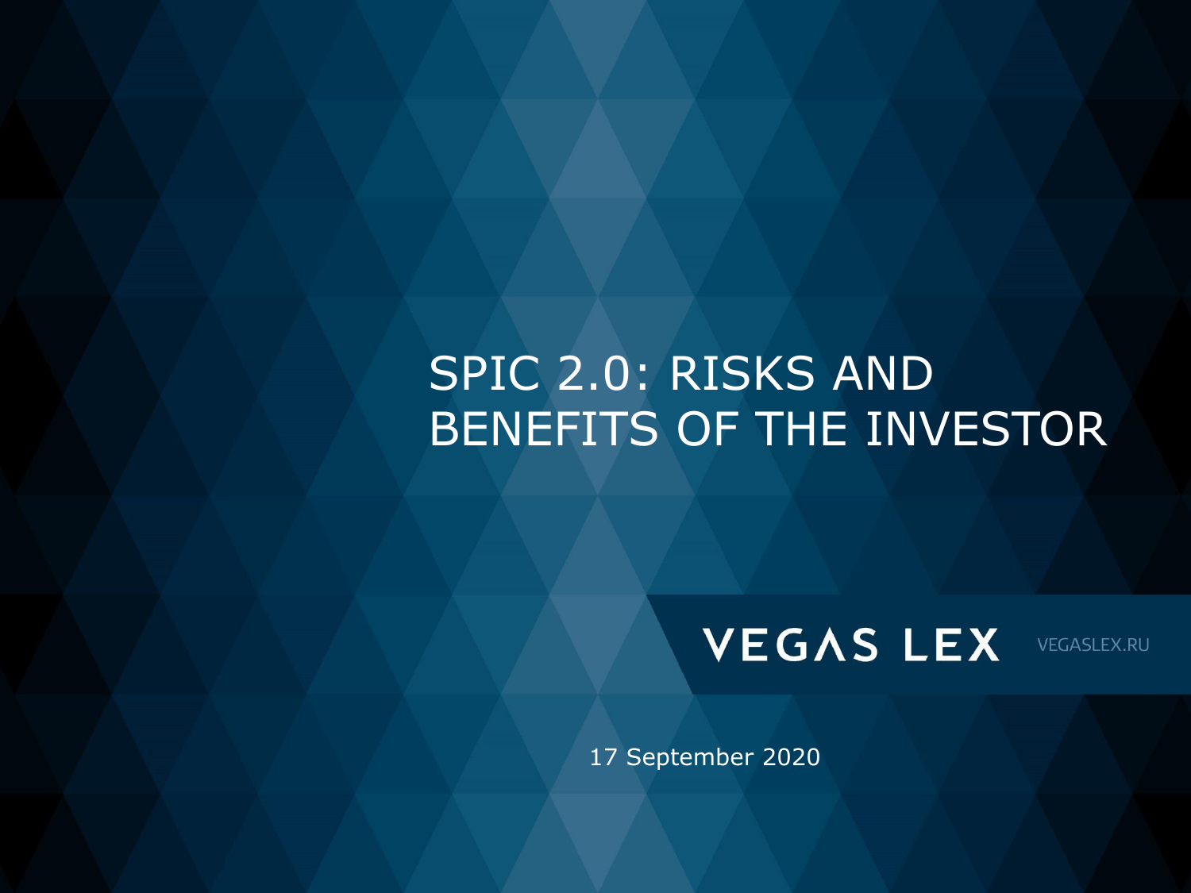# SPIC 2.0: RISKS AND BENEFITS OF THE INVESTOR

VEGAS LEX

VEGASLEX.RU

17 September 2020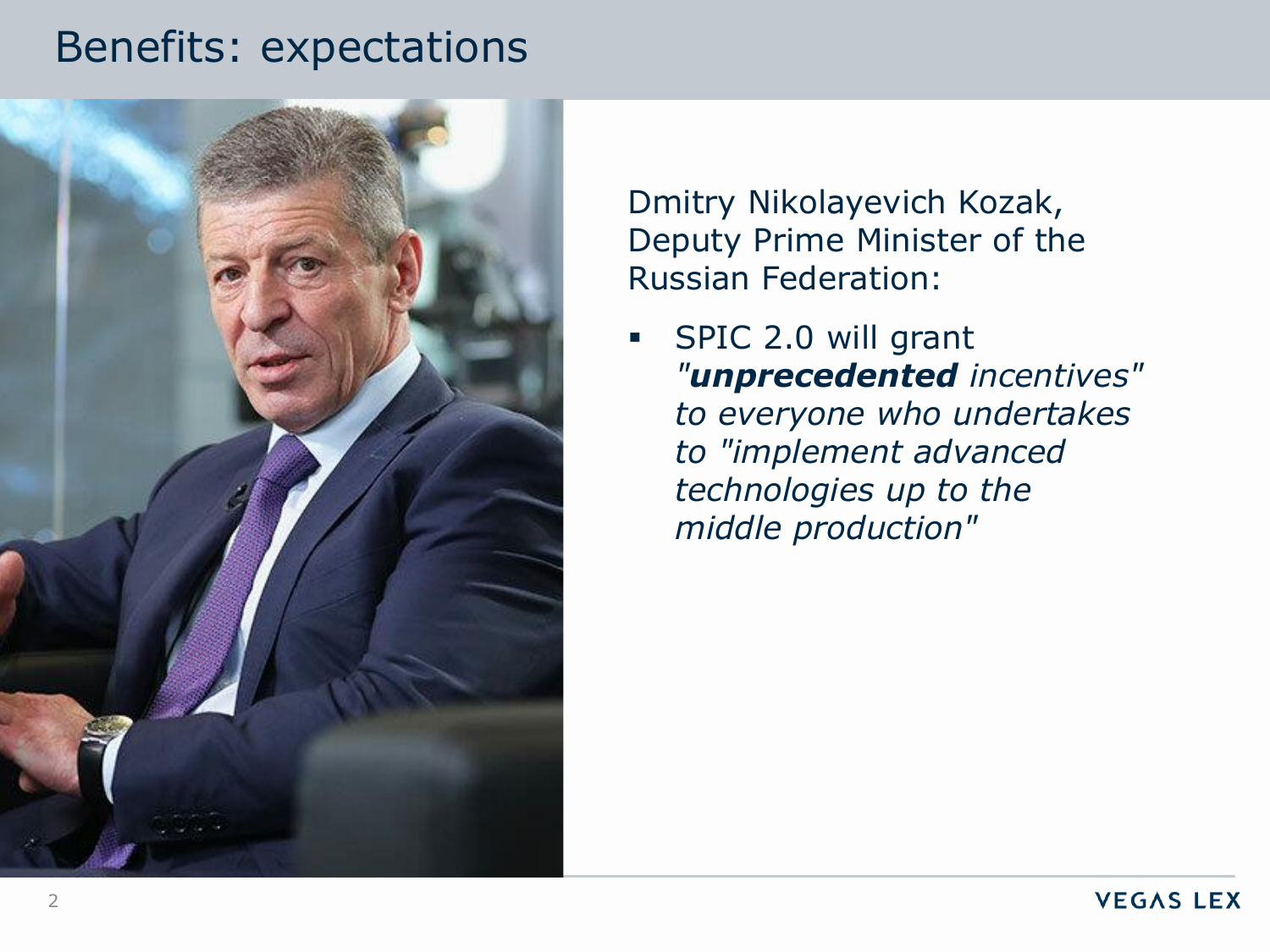# Benefits: expectations

Dmitry Nikolayevich Kozak, Deputy Prime Minister of the Russian Federation:

- SPIC 2.0 will grant *"**unprecedented** incentives" to everyone who undertakes to "implement advanced technologies up to the middle production"*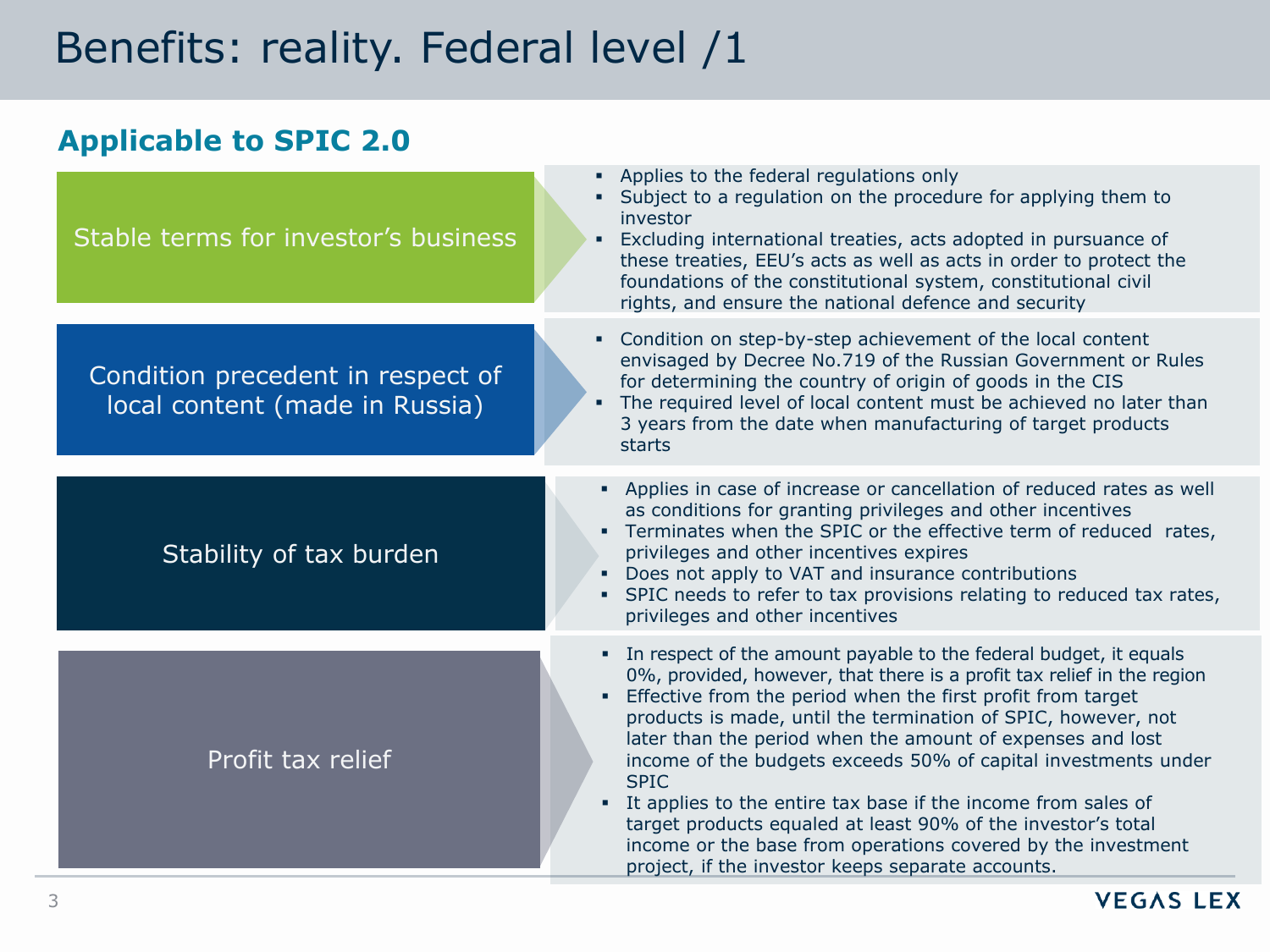# Benefits: reality. Federal level /1

## Applicable to SPIC 2.0

### Stable terms for investor's business

- Applies to the federal regulations only
- Subject to a regulation on the procedure for applying them to investor
- Excluding international treaties, acts adopted in pursuance of these treaties, EEU's acts as well as acts in order to protect the foundations of the constitutional system, constitutional civil rights, and ensure the national defence and security

### Condition precedent in respect of local content (made in Russia)

- Condition on step-by-step achievement of the local content envisaged by Decree No.719 of the Russian Government or Rules for determining the country of origin of goods in the CIS
- The required level of local content must be achieved no later than 3 years from the date when manufacturing of target products starts

### Stability of tax burden

- Applies in case of increase or cancellation of reduced rates as well as conditions for granting privileges and other incentives
- Terminates when the SPIC or the effective term of reduced rates, privileges and other incentives expires
- Does not apply to VAT and insurance contributions
- SPIC needs to refer to tax provisions relating to reduced tax rates, privileges and other incentives

### Profit tax relief

- In respect of the amount payable to the federal budget, it equals 0%, provided, however, that there is a profit tax relief in the region
- Effective from the period when the first profit from target products is made, until the termination of SPIC, however, not later than the period when the amount of expenses and lost income of the budgets exceeds 50% of capital investments under SPIC
- It applies to the entire tax base if the income from sales of target products equaled at least 90% of the investor's total income or the base from operations covered by the investment project, if the investor keeps separate accounts.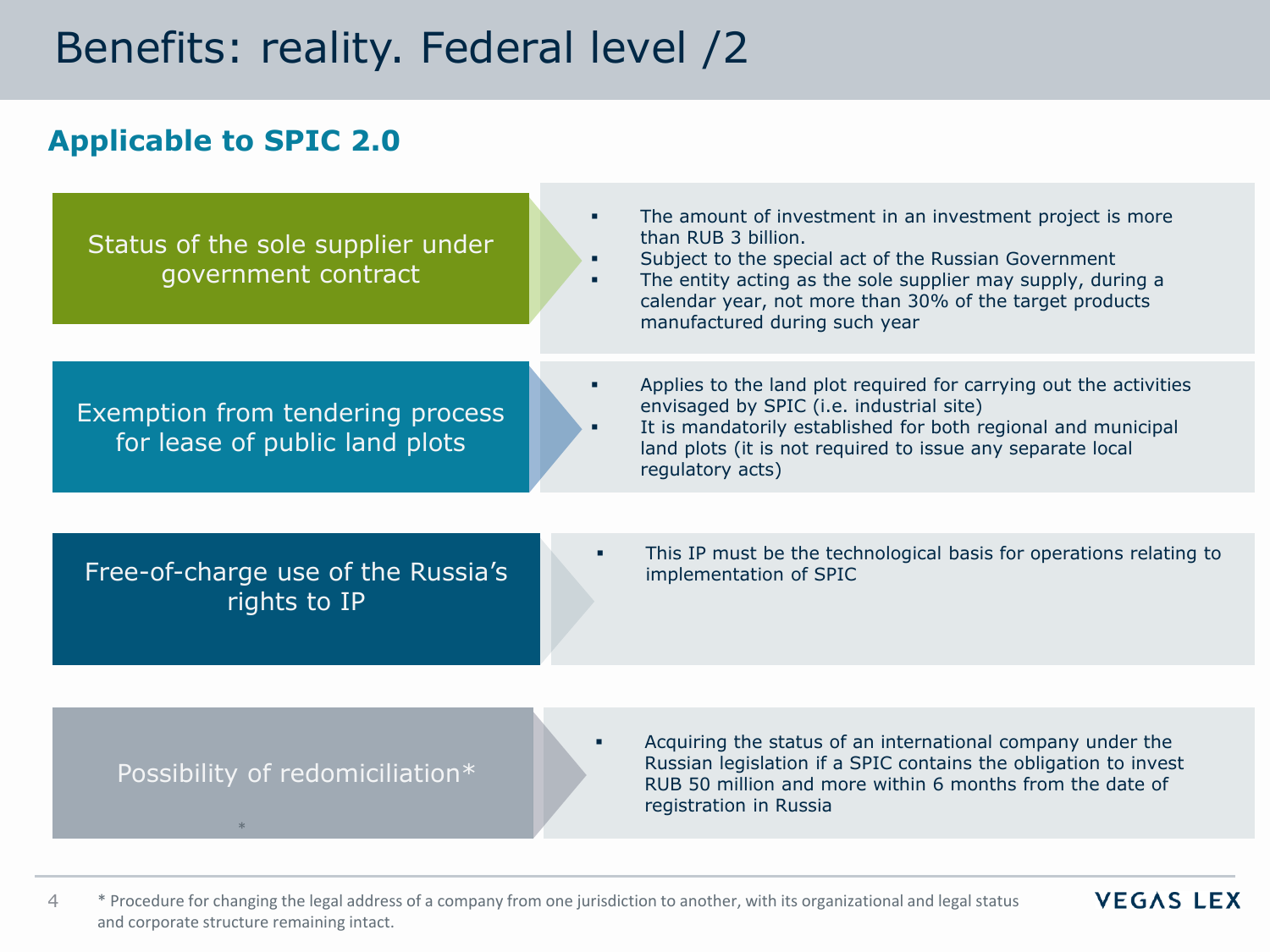# Benefits: reality. Federal level /2

## Applicable to SPIC 2.0

### Status of the sole supplier under government contract

- The amount of investment in an investment project is more than RUB 3 billion.
- Subject to the special act of the Russian Government
- The entity acting as the sole supplier may supply, during a calendar year, not more than 30% of the target products manufactured during such year

### Exemption from tendering process for lease of public land plots

- Applies to the land plot required for carrying out the activities envisaged by SPIC (i.e. industrial site)
- It is mandatorily established for both regional and municipal land plots (it is not required to issue any separate local regulatory acts)

### Free-of-charge use of the Russia's rights to IP

- This IP must be the technological basis for operations relating to implementation of SPIC

### Possibility of redomiciliation*

- Acquiring the status of an international company under the Russian legislation if a SPIC contains the obligation to invest RUB 50 million and more within 6 months from the date of registration in Russia

* Procedure for changing the legal address of a company from one jurisdiction to another, with its organizational and legal status and corporate structure remaining intact.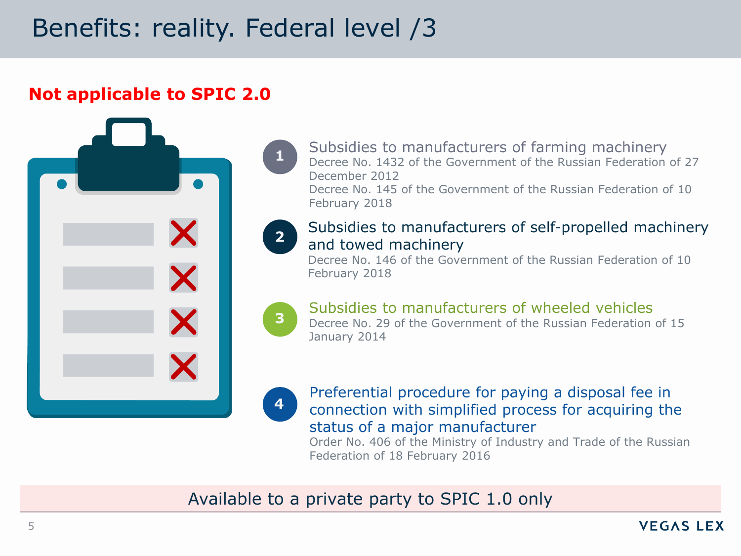# Benefits: reality. Federal level /3

**Not applicable to SPIC 2.0**

1. **Subsidies to manufacturers of farming machinery**
   Decree No. 1432 of the Government of the Russian Federation of 27 December 2012
   Decree No. 145 of the Government of the Russian Federation of 10 February 2018

2. **Subsidies to manufacturers of self-propelled machinery and towed machinery**
   Decree No. 146 of the Government of the Russian Federation of 10 February 2018

3. **Subsidies to manufacturers of wheeled vehicles**
   Decree No. 29 of the Government of the Russian Federation of 15 January 2014

4. **Preferential procedure for paying a disposal fee in connection with simplified process for acquiring the status of a major manufacturer**
   Order No. 406 of the Ministry of Industry and Trade of the Russian Federation of 18 February 2016

Available to a private party to SPIC 1.0 only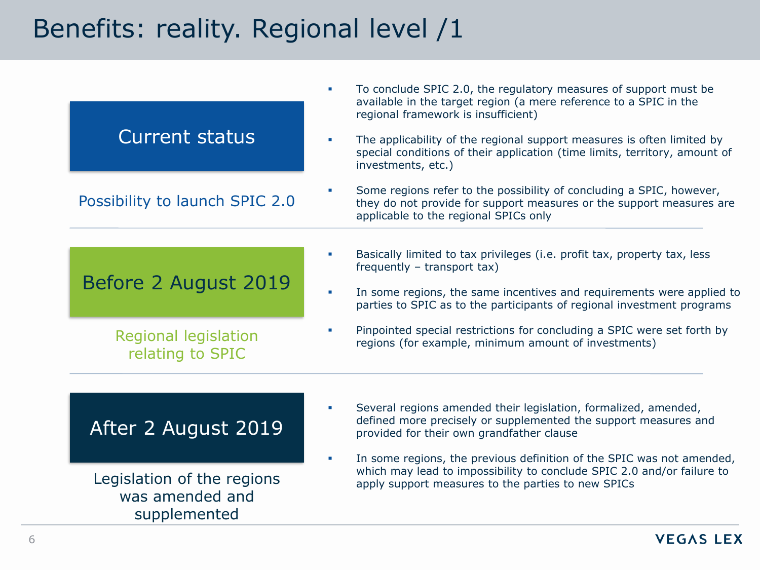# Benefits: reality. Regional level /1

## Current status

**Possibility to launch SPIC 2.0**

- To conclude SPIC 2.0, the regulatory measures of support must be available in the target region (a mere reference to a SPIC in the regional framework is insufficient)
- The applicability of the regional support measures is often limited by special conditions of their application (time limits, territory, amount of investments, etc.)
- Some regions refer to the possibility of concluding a SPIC, however, they do not provide for support measures or the support measures are applicable to the regional SPICs only

## Before 2 August 2019

**Regional legislation relating to SPIC**

- Basically limited to tax privileges (i.e. profit tax, property tax, less frequently – transport tax)
- In some regions, the same incentives and requirements were applied to parties to SPIC as to the participants of regional investment programs
- Pinpointed special restrictions for concluding a SPIC were set forth by regions (for example, minimum amount of investments)

## After 2 August 2019

**Legislation of the regions was amended and supplemented**

- Several regions amended their legislation, formalized, amended, defined more precisely or supplemented the support measures and provided for their own grandfather clause
- In some regions, the previous definition of the SPIC was not amended, which may lead to impossibility to conclude SPIC 2.0 and/or failure to apply support measures to the parties to new SPICs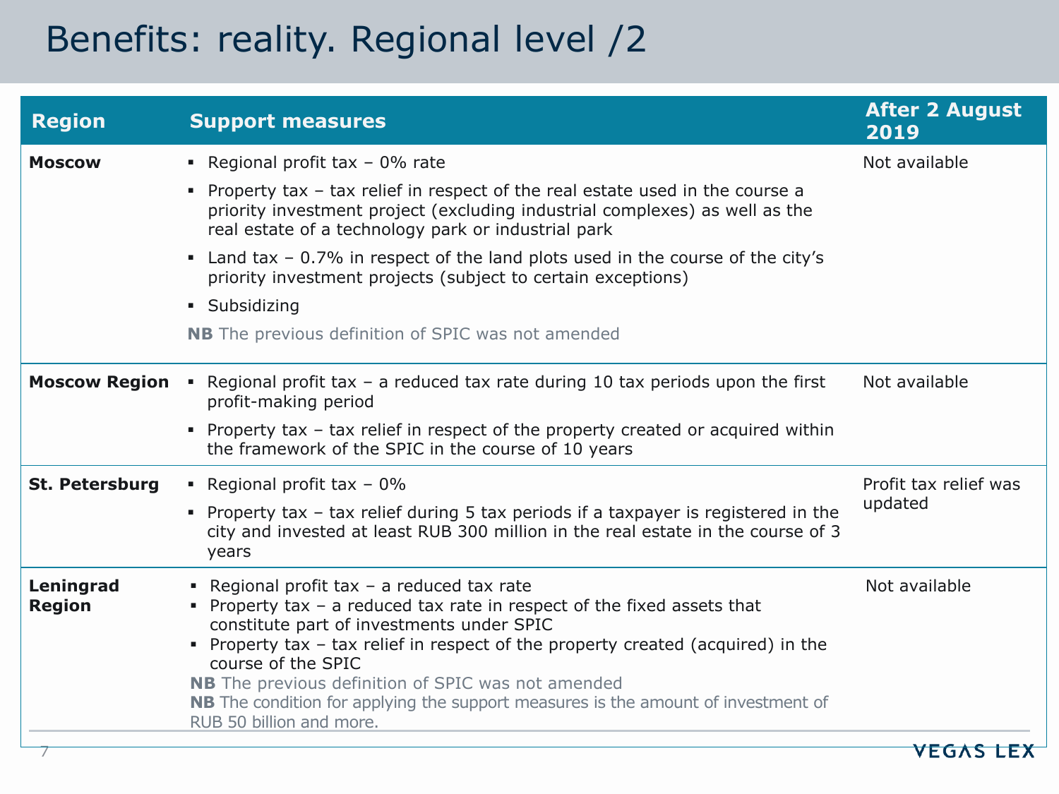# Benefits: reality. Regional level /2

| Region | Support measures | After 2 August 2019 |
| --- | --- | --- |
| **Moscow** | ▪ Regional profit tax – 0% rate<br>▪ Property tax – tax relief in respect of the real estate used in the course a priority investment project (excluding industrial complexes) as well as the real estate of a technology park or industrial park<br>▪ Land tax – 0.7% in respect of the land plots used in the course of the city's priority investment projects (subject to certain exceptions)<br>▪ Subsidizing<br>**NB** The previous definition of SPIC was not amended | Not available |
| **Moscow Region** | ▪ Regional profit tax – a reduced tax rate during 10 tax periods upon the first profit-making period<br>▪ Property tax – tax relief in respect of the property created or acquired within the framework of the SPIC in the course of 10 years | Not available |
| **St. Petersburg** | ▪ Regional profit tax – 0%<br>▪ Property tax – tax relief during 5 tax periods if a taxpayer is registered in the city and invested at least RUB 300 million in the real estate in the course of 3 years | Profit tax relief was updated |
| **Leningrad Region** | ▪ Regional profit tax – a reduced tax rate<br>▪ Property tax – a reduced tax rate in respect of the fixed assets that constitute part of investments under SPIC<br>▪ Property tax – tax relief in respect of the property created (acquired) in the course of the SPIC<br>**NB** The previous definition of SPIC was not amended<br>**NB** The condition for applying the support measures is the amount of investment of RUB 50 billion and more. | Not available |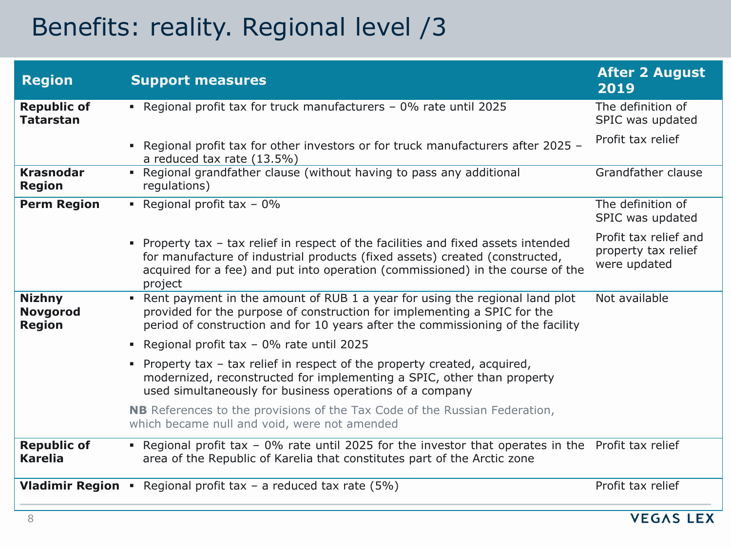# Benefits: reality. Regional level /3

| Region | Support measures | After 2 August 2019 |
|---|---|---|
| **Republic of Tatarstan** | ▪ Regional profit tax for truck manufacturers – 0% rate until 2025 | The definition of SPIC was updated |
| | ▪ Regional profit tax for other investors or for truck manufacturers after 2025 – a reduced tax rate (13.5%) | Profit tax relief |
| **Krasnodar Region** | ▪ Regional grandfather clause (without having to pass any additional regulations) | Grandfather clause |
| **Perm Region** | ▪ Regional profit tax – 0% | The definition of SPIC was updated |
| | ▪ Property tax – tax relief in respect of the facilities and fixed assets intended for manufacture of industrial products (fixed assets) created (constructed, acquired for a fee) and put into operation (commissioned) in the course of the project | Profit tax relief and property tax relief were updated |
| **Nizhny Novgorod Region** | ▪ Rent payment in the amount of RUB 1 a year for using the regional land plot provided for the purpose of construction for implementing a SPIC for the period of construction and for 10 years after the commissioning of the facility | Not available |
| | ▪ Regional profit tax – 0% rate until 2025 | |
| | ▪ Property tax – tax relief in respect of the property created, acquired, modernized, reconstructed for implementing a SPIC, other than property used simultaneously for business operations of a company | |
| | **NB** References to the provisions of the Tax Code of the Russian Federation, which became null and void, were not amended | |
| **Republic of Karelia** | ▪ Regional profit tax – 0% rate until 2025 for the investor that operates in the area of the Republic of Karelia that constitutes part of the Arctic zone | Profit tax relief |
| **Vladimir Region** | ▪ Regional profit tax – a reduced tax rate (5%) | Profit tax relief |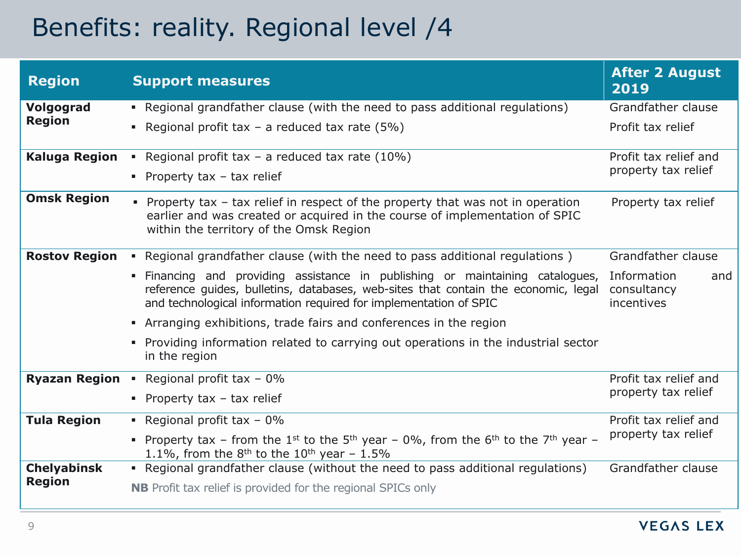# Benefits: reality. Regional level /4

| Region | Support measures | After 2 August 2019 |
|---|---|---|
| **Volgograd Region** | ▪ Regional grandfather clause (with the need to pass additional regulations)<br>▪ Regional profit tax – a reduced tax rate (5%) | Grandfather clause<br>Profit tax relief |
| **Kaluga Region** | ▪ Regional profit tax – a reduced tax rate (10%)<br>▪ Property tax – tax relief | Profit tax relief and property tax relief |
| **Omsk Region** | ▪ Property tax – tax relief in respect of the property that was not in operation earlier and was created or acquired in the course of implementation of SPIC within the territory of the Omsk Region | Property tax relief |
| **Rostov Region** | ▪ Regional grandfather clause (with the need to pass additional regulations )<br>▪ Financing and providing assistance in publishing or maintaining catalogues, reference guides, bulletins, databases, web-sites that contain the economic, legal and technological information required for implementation of SPIC<br>▪ Arranging exhibitions, trade fairs and conferences in the region<br>▪ Providing information related to carrying out operations in the industrial sector in the region | Grandfather clause<br>Information and consultancy incentives |
| **Ryazan Region** | ▪ Regional profit tax – 0%<br>▪ Property tax – tax relief | Profit tax relief and property tax relief |
| **Tula Region** | ▪ Regional profit tax – 0%<br>▪ Property tax – from the 1st to the 5th year – 0%, from the 6th to the 7th year – 1.1%, from the 8th to the 10th year – 1.5% | Profit tax relief and property tax relief |
| **Chelyabinsk Region** | ▪ Regional grandfather clause (without the need to pass additional regulations)<br>**NB** Profit tax relief is provided for the regional SPICs only | Grandfather clause |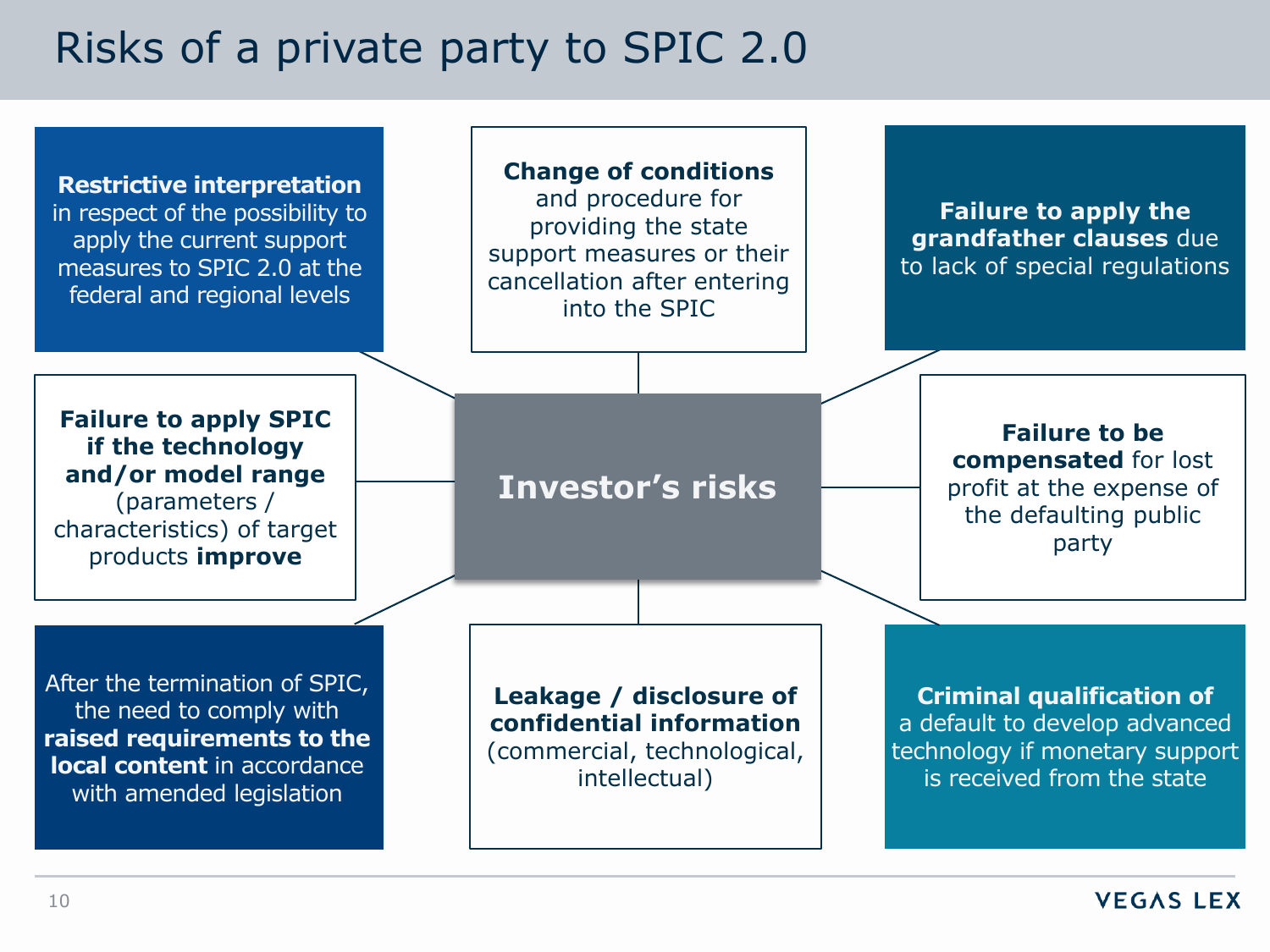# Risks of a private party to SPIC 2.0

## Investor's risks

- **Restrictive interpretation** in respect of the possibility to apply the current support measures to SPIC 2.0 at the federal and regional levels
- **Change of conditions** and procedure for providing the state support measures or their cancellation after entering into the SPIC
- **Failure to apply the grandfather clauses** due to lack of special regulations
- **Failure to apply SPIC if the technology and/or model range** (parameters / characteristics) of target products **improve**
- **Failure to be compensated** for lost profit at the expense of the defaulting public party
- After the termination of SPIC, the need to comply with **raised requirements to the local content** in accordance with amended legislation
- **Leakage / disclosure of confidential information** (commercial, technological, intellectual)
- **Criminal qualification of** a default to develop advanced technology if monetary support is received from the state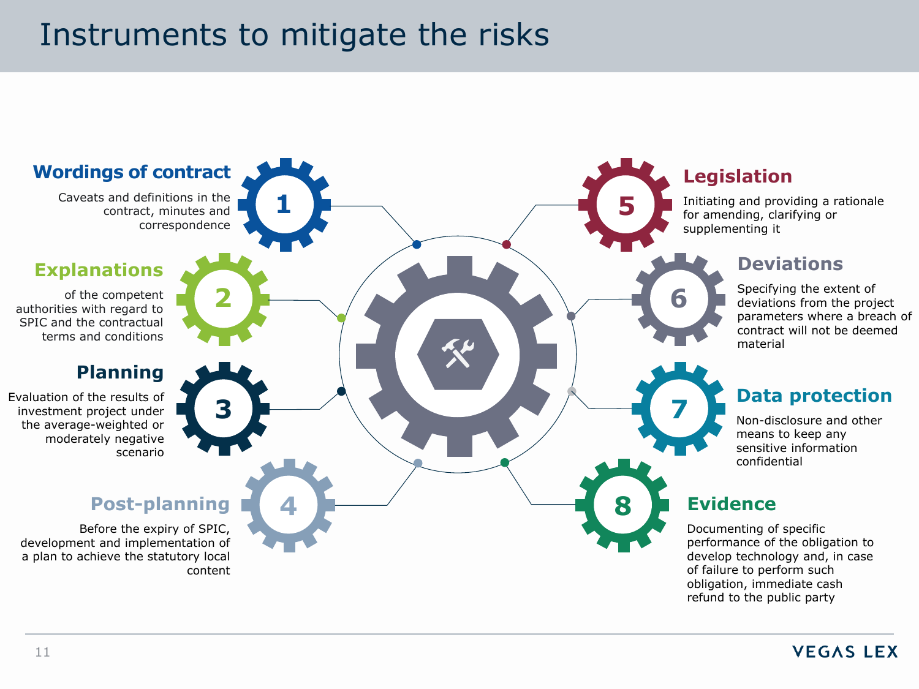# Instruments to mitigate the risks

## 1. Wordings of contract

Caveats and definitions in the contract, minutes and correspondence

## 2. Explanations

of the competent authorities with regard to SPIC and the contractual terms and conditions

## 3. Planning

Evaluation of the results of investment project under the average-weighted or moderately negative scenario

## 4. Post-planning

Before the expiry of SPIC, development and implementation of a plan to achieve the statutory local content

## 5. Legislation

Initiating and providing a rationale for amending, clarifying or supplementing it

## 6. Deviations

Specifying the extent of deviations from the project parameters where a breach of contract will not be deemed material

## 7. Data protection

Non-disclosure and other means to keep any sensitive information confidential

## 8. Evidence

Documenting of specific performance of the obligation to develop technology and, in case of failure to perform such obligation, immediate cash refund to the public party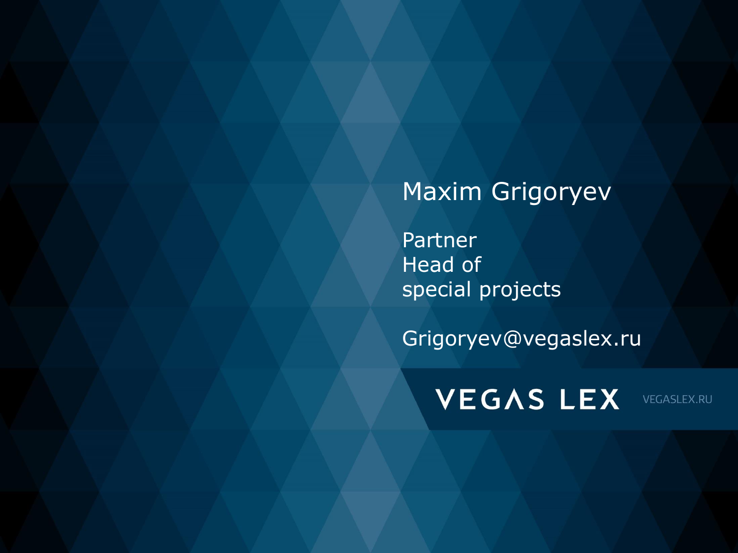Maxim Grigoryev

Partner
Head of
special projects

Grigoryev@vegaslex.ru

VEGAS LEX

VEGASLEX.RU